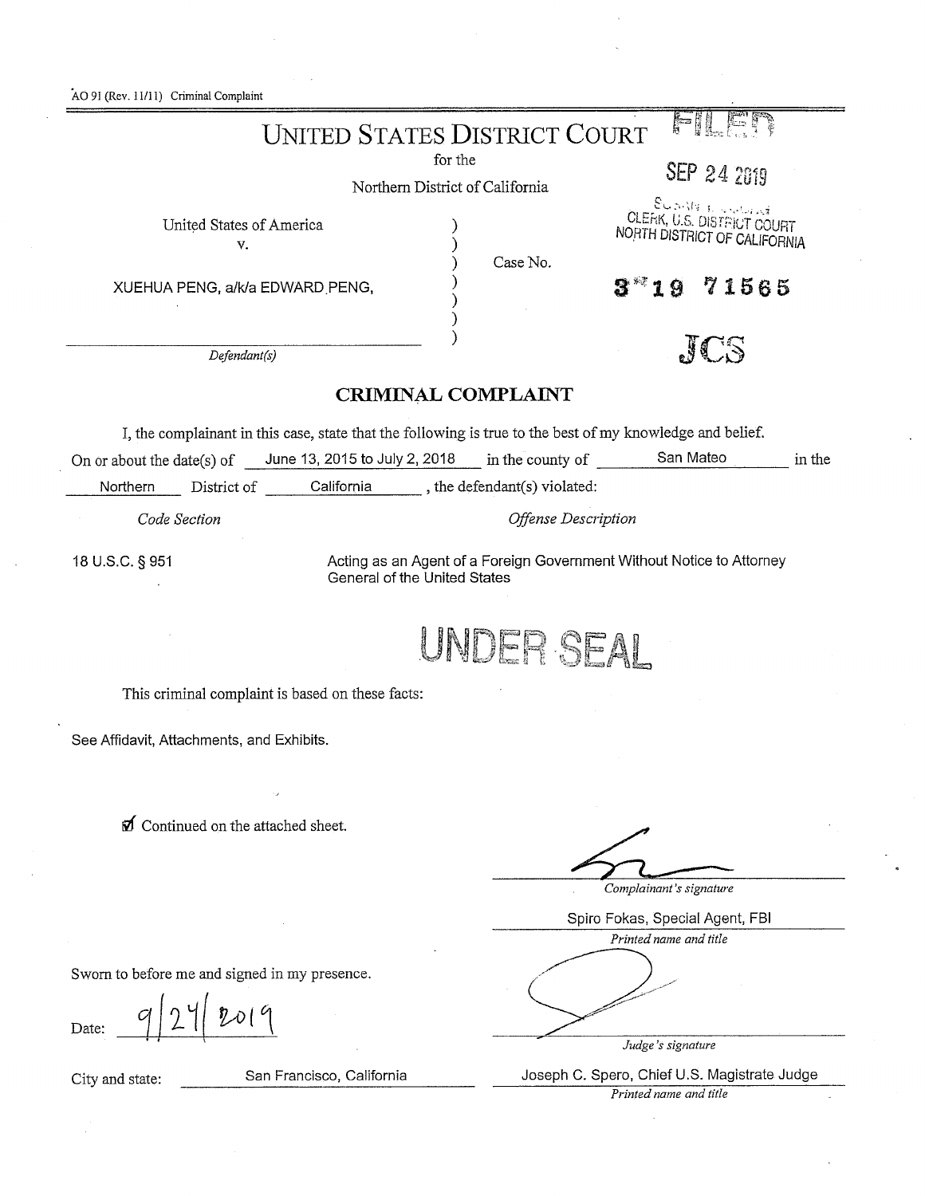AO 91 (Rev. 11/11) Criminal Complaint

# UNITED STATES DISTRICT COURT

for the

Northern District of California

FILED

SEP 24 2019

CLERK, U.S. DISTRICT COURT
NORTH DISTRICT OF CALIFORNIA

United States of America
v.

XUEHUA PENG, a/k/a EDWARD PENG,

*Defendant(s)*

Case No. 3 19 71565

JCS

## CRIMINAL COMPLAINT

I, the complainant in this case, state that the following is true to the best of my knowledge and belief.

On or about the date(s) of June 13, 2015 to July 2, 2018 in the county of San Mateo in the Northern District of California, the defendant(s) violated:

| *Code Section* | *Offense Description* |
|---|---|
| 18 U.S.C. § 951 | Acting as an Agent of a Foreign Government Without Notice to Attorney General of the United States |

UNDER SEAL

This criminal complaint is based on these facts:

See Affidavit, Attachments, and Exhibits.

☑ Continued on the attached sheet.

_______________________
*Complainant's signature*

Spiro Fokas, Special Agent, FBI
*Printed name and title*

Sworn to before me and signed in my presence.

Date: 9/24/2019

_______________________
*Judge's signature*

City and state: San Francisco, California

Joseph C. Spero, Chief U.S. Magistrate Judge
*Printed name and title*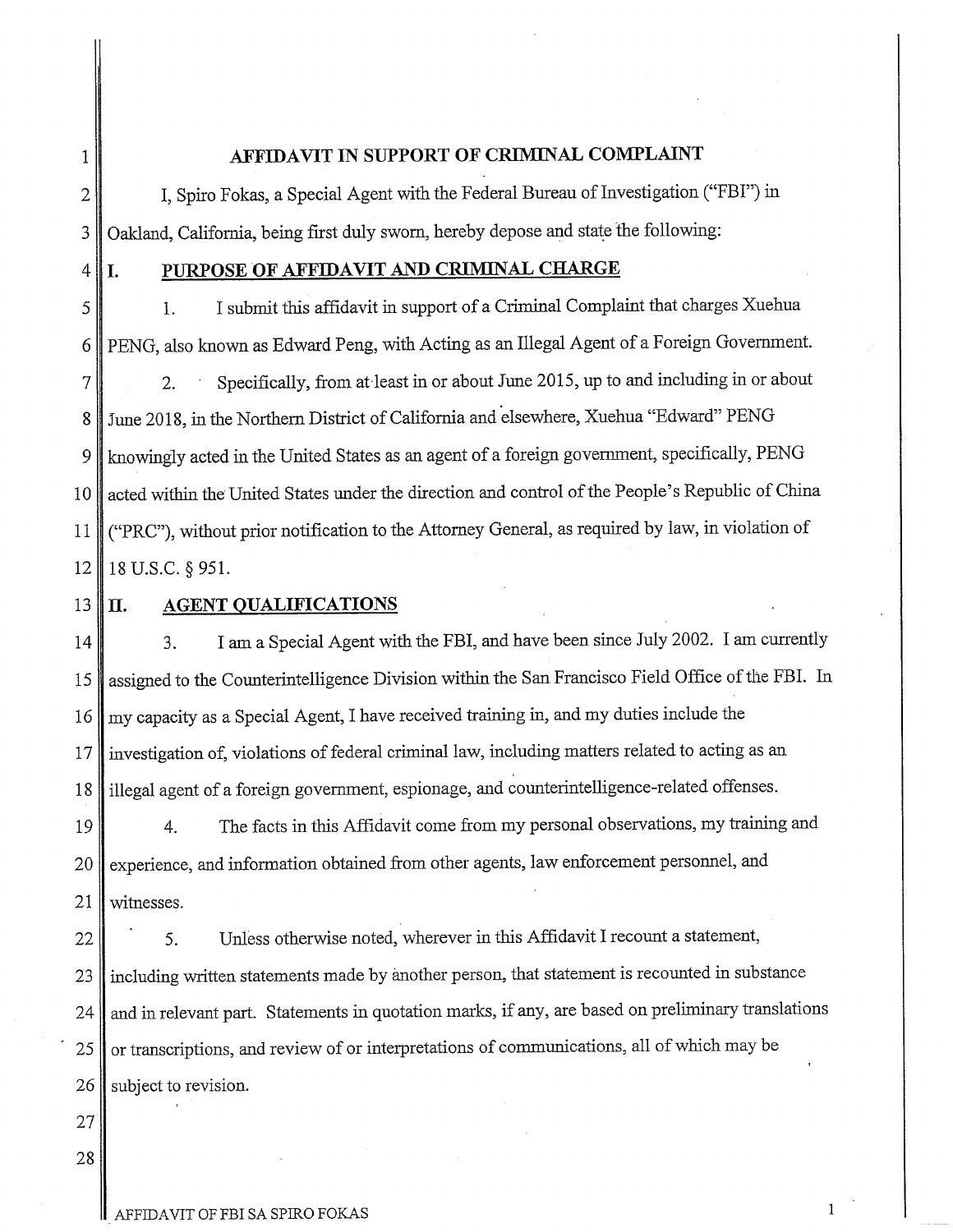# AFFIDAVIT IN SUPPORT OF CRIMINAL COMPLAINT

I, Spiro Fokas, a Special Agent with the Federal Bureau of Investigation ("FBI") in Oakland, California, being first duly sworn, hereby depose and state the following:

## I. PURPOSE OF AFFIDAVIT AND CRIMINAL CHARGE

1. I submit this affidavit in support of a Criminal Complaint that charges Xuehua PENG, also known as Edward Peng, with Acting as an Illegal Agent of a Foreign Government.

2. Specifically, from at least in or about June 2015, up to and including in or about June 2018, in the Northern District of California and elsewhere, Xuehua "Edward" PENG knowingly acted in the United States as an agent of a foreign government, specifically, PENG acted within the United States under the direction and control of the People's Republic of China ("PRC"), without prior notification to the Attorney General, as required by law, in violation of 18 U.S.C. § 951.

## II. AGENT QUALIFICATIONS

3. I am a Special Agent with the FBI, and have been since July 2002. I am currently assigned to the Counterintelligence Division within the San Francisco Field Office of the FBI. In my capacity as a Special Agent, I have received training in, and my duties include the investigation of, violations of federal criminal law, including matters related to acting as an illegal agent of a foreign government, espionage, and counterintelligence-related offenses.

4. The facts in this Affidavit come from my personal observations, my training and experience, and information obtained from other agents, law enforcement personnel, and witnesses.

5. Unless otherwise noted, wherever in this Affidavit I recount a statement, including written statements made by another person, that statement is recounted in substance and in relevant part. Statements in quotation marks, if any, are based on preliminary translations or transcriptions, and review of or interpretations of communications, all of which may be subject to revision.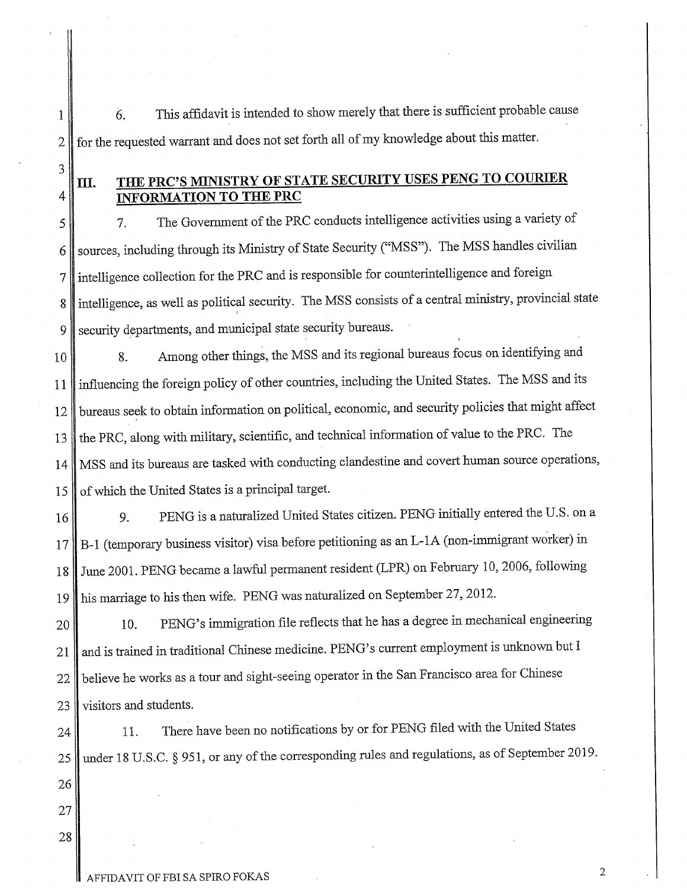6. This affidavit is intended to show merely that there is sufficient probable cause for the requested warrant and does not set forth all of my knowledge about this matter.

## III. THE PRC'S MINISTRY OF STATE SECURITY USES PENG TO COURIER INFORMATION TO THE PRC

7. The Government of the PRC conducts intelligence activities using a variety of sources, including through its Ministry of State Security ("MSS"). The MSS handles civilian intelligence collection for the PRC and is responsible for counterintelligence and foreign intelligence, as well as political security. The MSS consists of a central ministry, provincial state security departments, and municipal state security bureaus.

8. Among other things, the MSS and its regional bureaus focus on identifying and influencing the foreign policy of other countries, including the United States. The MSS and its bureaus seek to obtain information on political, economic, and security policies that might affect the PRC, along with military, scientific, and technical information of value to the PRC. The MSS and its bureaus are tasked with conducting clandestine and covert human source operations, of which the United States is a principal target.

9. PENG is a naturalized United States citizen. PENG initially entered the U.S. on a B-1 (temporary business visitor) visa before petitioning as an L-1A (non-immigrant worker) in June 2001. PENG became a lawful permanent resident (LPR) on February 10, 2006, following his marriage to his then wife. PENG was naturalized on September 27, 2012.

10. PENG's immigration file reflects that he has a degree in mechanical engineering and is trained in traditional Chinese medicine. PENG's current employment is unknown but I believe he works as a tour and sight-seeing operator in the San Francisco area for Chinese visitors and students.

11. There have been no notifications by or for PENG filed with the United States under 18 U.S.C. § 951, or any of the corresponding rules and regulations, as of September 2019.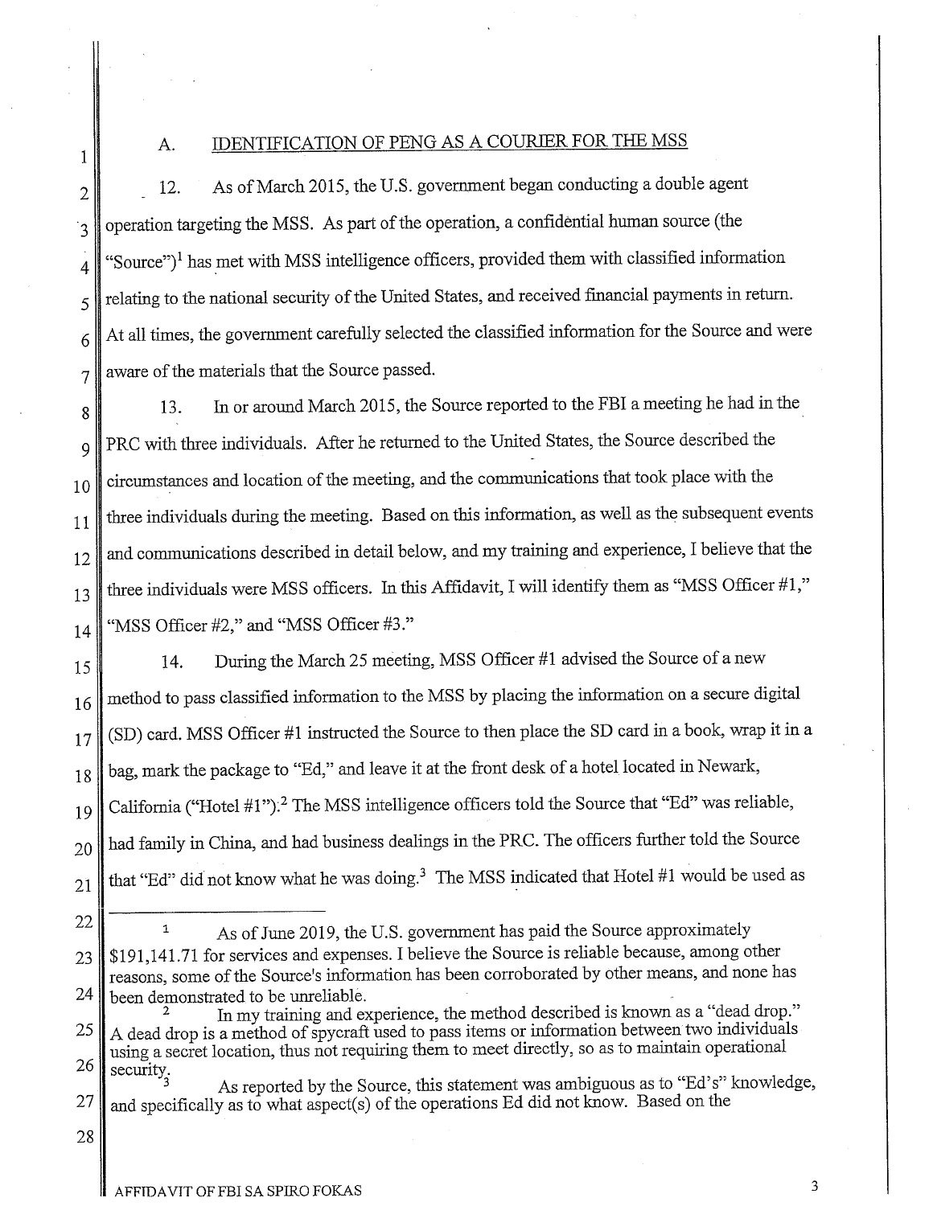### A. IDENTIFICATION OF PENG AS A COURIER FOR THE MSS

12. As of March 2015, the U.S. government began conducting a double agent operation targeting the MSS. As part of the operation, a confidential human source (the "Source")[1] has met with MSS intelligence officers, provided them with classified information relating to the national security of the United States, and received financial payments in return. At all times, the government carefully selected the classified information for the Source and were aware of the materials that the Source passed.

13. In or around March 2015, the Source reported to the FBI a meeting he had in the PRC with three individuals. After he returned to the United States, the Source described the circumstances and location of the meeting, and the communications that took place with the three individuals during the meeting. Based on this information, as well as the subsequent events and communications described in detail below, and my training and experience, I believe that the three individuals were MSS officers. In this Affidavit, I will identify them as "MSS Officer #1," "MSS Officer #2," and "MSS Officer #3."

14. During the March 25 meeting, MSS Officer #1 advised the Source of a new method to pass classified information to the MSS by placing the information on a secure digital (SD) card. MSS Officer #1 instructed the Source to then place the SD card in a book, wrap it in a bag, mark the package to "Ed," and leave it at the front desk of a hotel located in Newark, California ("Hotel #1").[2] The MSS intelligence officers told the Source that "Ed" was reliable, had family in China, and had business dealings in the PRC. The officers further told the Source that "Ed" did not know what he was doing.[3] The MSS indicated that Hotel #1 would be used as

---

[1] As of June 2019, the U.S. government has paid the Source approximately $191,141.71 for services and expenses. I believe the Source is reliable because, among other reasons, some of the Source's information has been corroborated by other means, and none has been demonstrated to be unreliable.

[2] In my training and experience, the method described is known as a "dead drop." A dead drop is a method of spycraft used to pass items or information between two individuals using a secret location, thus not requiring them to meet directly, so as to maintain operational security.

[3] As reported by the Source, this statement was ambiguous as to "Ed's" knowledge, and specifically as to what aspect(s) of the operations Ed did not know. Based on the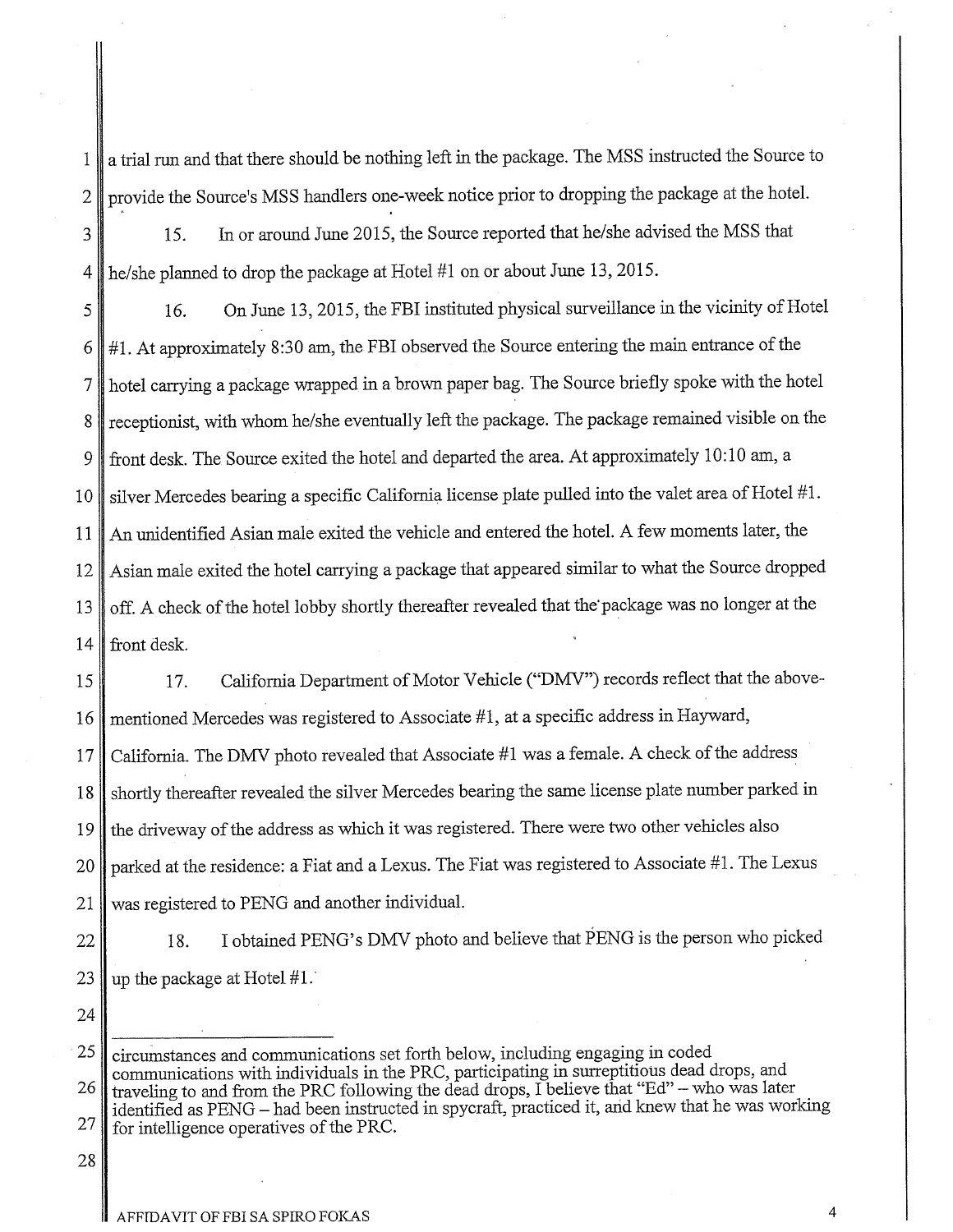a trial run and that there should be nothing left in the package. The MSS instructed the Source to provide the Source's MSS handlers one-week notice prior to dropping the package at the hotel.

15. In or around June 2015, the Source reported that he/she advised the MSS that he/she planned to drop the package at Hotel #1 on or about June 13, 2015.

16. On June 13, 2015, the FBI instituted physical surveillance in the vicinity of Hotel #1. At approximately 8:30 am, the FBI observed the Source entering the main entrance of the hotel carrying a package wrapped in a brown paper bag. The Source briefly spoke with the hotel receptionist, with whom he/she eventually left the package. The package remained visible on the front desk. The Source exited the hotel and departed the area. At approximately 10:10 am, a silver Mercedes bearing a specific California license plate pulled into the valet area of Hotel #1. An unidentified Asian male exited the vehicle and entered the hotel. A few moments later, the Asian male exited the hotel carrying a package that appeared similar to what the Source dropped off. A check of the hotel lobby shortly thereafter revealed that the package was no longer at the front desk.

17. California Department of Motor Vehicle ("DMV") records reflect that the above-mentioned Mercedes was registered to Associate #1, at a specific address in Hayward, California. The DMV photo revealed that Associate #1 was a female. A check of the address shortly thereafter revealed the silver Mercedes bearing the same license plate number parked in the driveway of the address as which it was registered. There were two other vehicles also parked at the residence: a Fiat and a Lexus. The Fiat was registered to Associate #1. The Lexus was registered to PENG and another individual.

18. I obtained PENG's DMV photo and believe that PENG is the person who picked up the package at Hotel #1.

---

circumstances and communications set forth below, including engaging in coded communications with individuals in the PRC, participating in surreptitious dead drops, and traveling to and from the PRC following the dead drops, I believe that "Ed" – who was later identified as PENG – had been instructed in spycraft, practiced it, and knew that he was working for intelligence operatives of the PRC.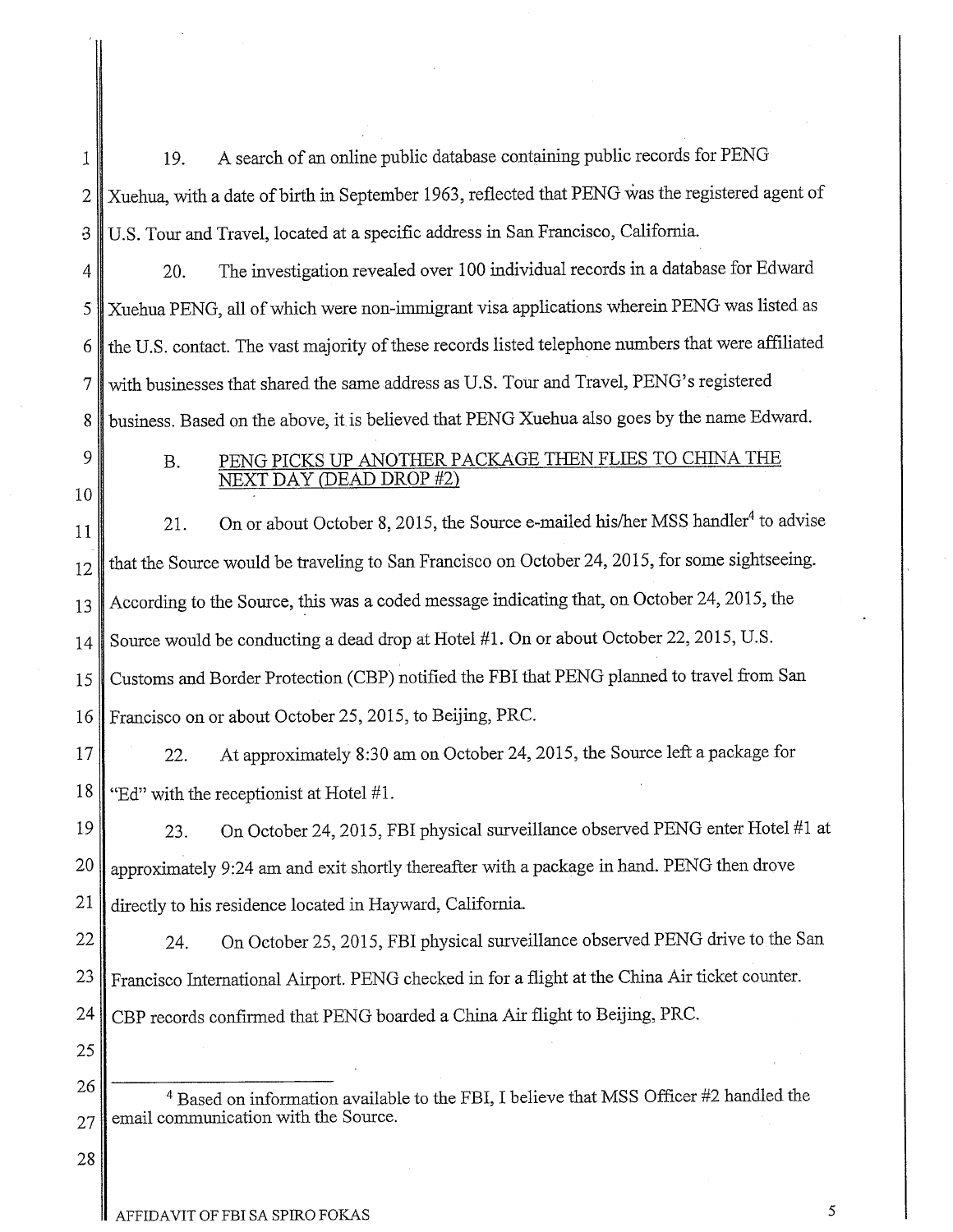19. A search of an online public database containing public records for PENG Xuehua, with a date of birth in September 1963, reflected that PENG was the registered agent of U.S. Tour and Travel, located at a specific address in San Francisco, California.

20. The investigation revealed over 100 individual records in a database for Edward Xuehua PENG, all of which were non-immigrant visa applications wherein PENG was listed as the U.S. contact. The vast majority of these records listed telephone numbers that were affiliated with businesses that shared the same address as U.S. Tour and Travel, PENG's registered business. Based on the above, it is believed that PENG Xuehua also goes by the name Edward.

### B. PENG PICKS UP ANOTHER PACKAGE THEN FLIES TO CHINA THE NEXT DAY (DEAD DROP #2)

21. On or about October 8, 2015, the Source e-mailed his/her MSS handler[4] to advise that the Source would be traveling to San Francisco on October 24, 2015, for some sightseeing. According to the Source, this was a coded message indicating that, on October 24, 2015, the Source would be conducting a dead drop at Hotel #1. On or about October 22, 2015, U.S. Customs and Border Protection (CBP) notified the FBI that PENG planned to travel from San Francisco on or about October 25, 2015, to Beijing, PRC.

22. At approximately 8:30 am on October 24, 2015, the Source left a package for "Ed" with the receptionist at Hotel #1.

23. On October 24, 2015, FBI physical surveillance observed PENG enter Hotel #1 at approximately 9:24 am and exit shortly thereafter with a package in hand. PENG then drove directly to his residence located in Hayward, California.

24. On October 25, 2015, FBI physical surveillance observed PENG drive to the San Francisco International Airport. PENG checked in for a flight at the China Air ticket counter. CBP records confirmed that PENG boarded a China Air flight to Beijing, PRC.

---

[4] Based on information available to the FBI, I believe that MSS Officer #2 handled the email communication with the Source.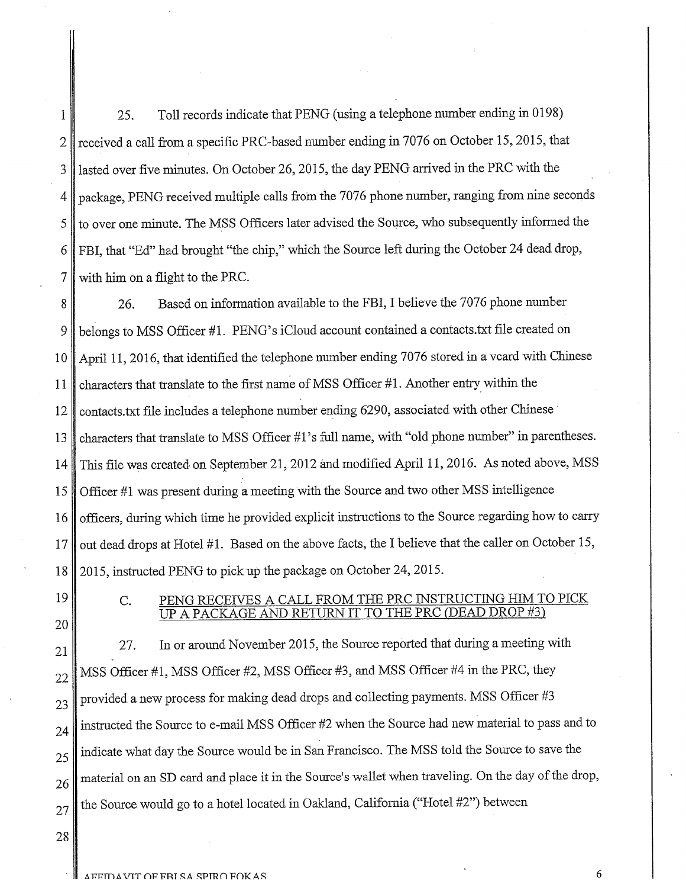25. Toll records indicate that PENG (using a telephone number ending in 0198) received a call from a specific PRC-based number ending in 7076 on October 15, 2015, that lasted over five minutes. On October 26, 2015, the day PENG arrived in the PRC with the package, PENG received multiple calls from the 7076 phone number, ranging from nine seconds to over one minute. The MSS Officers later advised the Source, who subsequently informed the FBI, that "Ed" had brought "the chip," which the Source left during the October 24 dead drop, with him on a flight to the PRC.

26. Based on information available to the FBI, I believe the 7076 phone number belongs to MSS Officer #1. PENG's iCloud account contained a contacts.txt file created on April 11, 2016, that identified the telephone number ending 7076 stored in a vcard with Chinese characters that translate to the first name of MSS Officer #1. Another entry within the contacts.txt file includes a telephone number ending 6290, associated with other Chinese characters that translate to MSS Officer #1's full name, with "old phone number" in parentheses. This file was created on September 21, 2012 and modified April 11, 2016. As noted above, MSS Officer #1 was present during a meeting with the Source and two other MSS intelligence officers, during which time he provided explicit instructions to the Source regarding how to carry out dead drops at Hotel #1. Based on the above facts, the I believe that the caller on October 15, 2015, instructed PENG to pick up the package on October 24, 2015.

### C. PENG RECEIVES A CALL FROM THE PRC INSTRUCTING HIM TO PICK UP A PACKAGE AND RETURN IT TO THE PRC (DEAD DROP #3)

27. In or around November 2015, the Source reported that during a meeting with MSS Officer #1, MSS Officer #2, MSS Officer #3, and MSS Officer #4 in the PRC, they provided a new process for making dead drops and collecting payments. MSS Officer #3 instructed the Source to e-mail MSS Officer #2 when the Source had new material to pass and to indicate what day the Source would be in San Francisco. The MSS told the Source to save the material on an SD card and place it in the Source's wallet when traveling. On the day of the drop, the Source would go to a hotel located in Oakland, California ("Hotel #2") between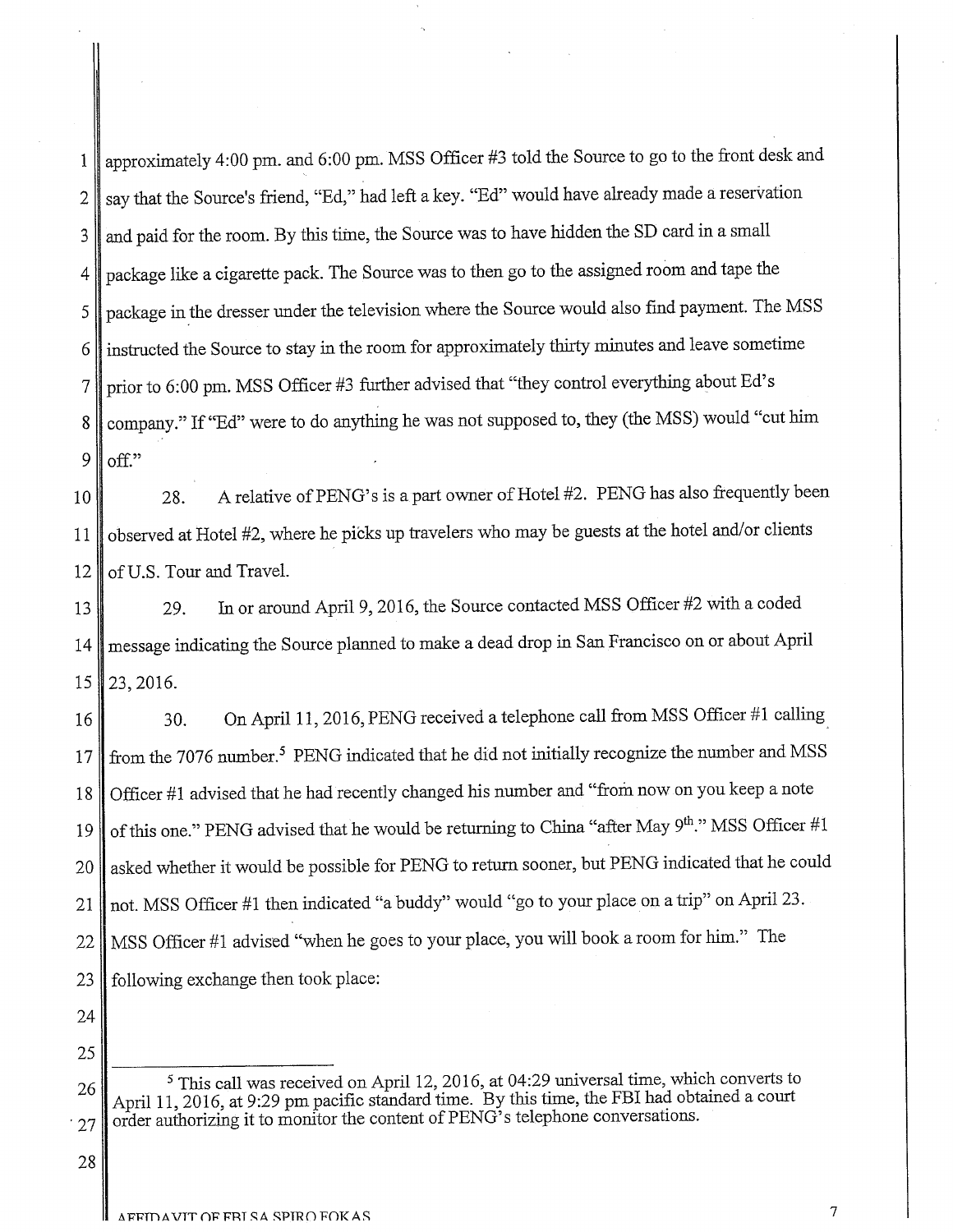approximately 4:00 pm. and 6:00 pm. MSS Officer #3 told the Source to go to the front desk and say that the Source's friend, "Ed," had left a key. "Ed" would have already made a reservation and paid for the room. By this time, the Source was to have hidden the SD card in a small package like a cigarette pack. The Source was to then go to the assigned room and tape the package in the dresser under the television where the Source would also find payment. The MSS instructed the Source to stay in the room for approximately thirty minutes and leave sometime prior to 6:00 pm. MSS Officer #3 further advised that "they control everything about Ed's company." If "Ed" were to do anything he was not supposed to, they (the MSS) would "cut him off."

28. A relative of PENG's is a part owner of Hotel #2. PENG has also frequently been observed at Hotel #2, where he picks up travelers who may be guests at the hotel and/or clients of U.S. Tour and Travel.

29. In or around April 9, 2016, the Source contacted MSS Officer #2 with a coded message indicating the Source planned to make a dead drop in San Francisco on or about April 23, 2016.

30. On April 11, 2016, PENG received a telephone call from MSS Officer #1 calling from the 7076 number.[5] PENG indicated that he did not initially recognize the number and MSS Officer #1 advised that he had recently changed his number and "from now on you keep a note of this one." PENG advised that he would be returning to China "after May 9th." MSS Officer #1 asked whether it would be possible for PENG to return sooner, but PENG indicated that he could not. MSS Officer #1 then indicated "a buddy" would "go to your place on a trip" on April 23. MSS Officer #1 advised "when he goes to your place, you will book a room for him." The following exchange then took place:

---

[5] This call was received on April 12, 2016, at 04:29 universal time, which converts to April 11, 2016, at 9:29 pm pacific standard time. By this time, the FBI had obtained a court order authorizing it to monitor the content of PENG's telephone conversations.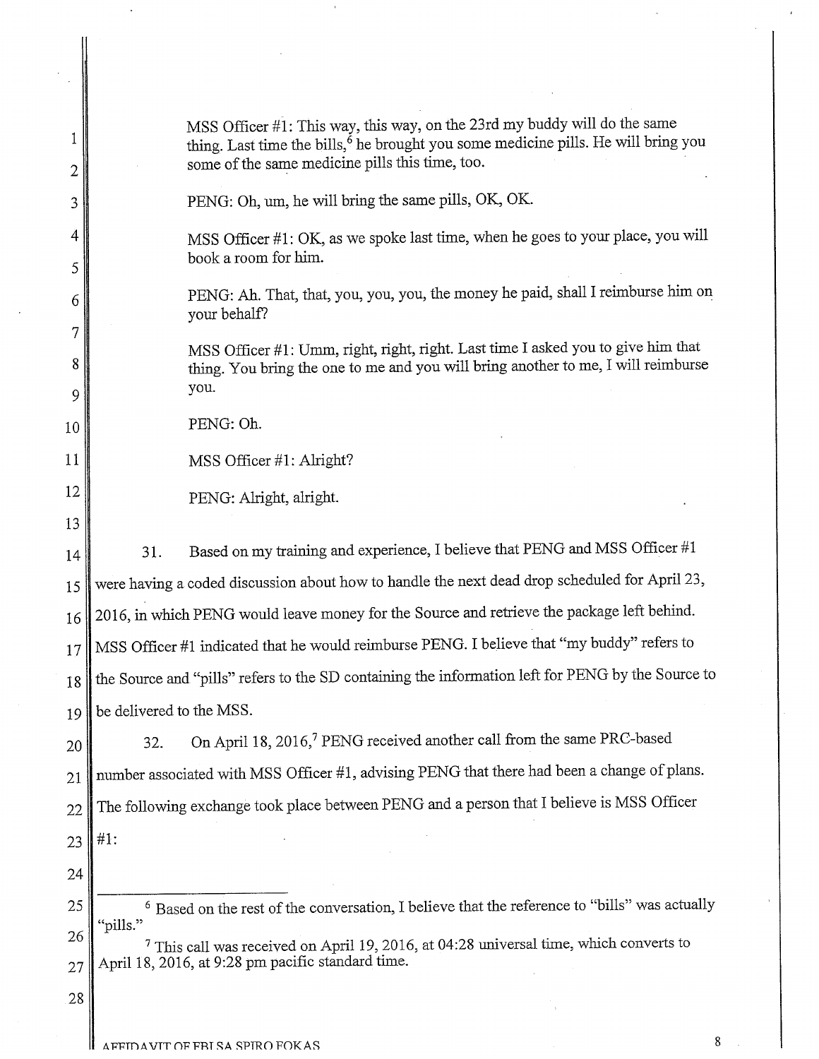MSS Officer #1: This way, this way, on the 23rd my buddy will do the same thing. Last time the bills,[6] he brought you some medicine pills. He will bring you some of the same medicine pills this time, too.

PENG: Oh, um, he will bring the same pills, OK, OK.

MSS Officer #1: OK, as we spoke last time, when he goes to your place, you will book a room for him.

PENG: Ah. That, that, you, you, you, the money he paid, shall I reimburse him on your behalf?

MSS Officer #1: Umm, right, right, right. Last time I asked you to give him that thing. You bring the one to me and you will bring another to me, I will reimburse you.

PENG: Oh.

MSS Officer #1: Alright?

PENG: Alright, alright.

31. Based on my training and experience, I believe that PENG and MSS Officer #1 were having a coded discussion about how to handle the next dead drop scheduled for April 23, 2016, in which PENG would leave money for the Source and retrieve the package left behind. MSS Officer #1 indicated that he would reimburse PENG. I believe that "my buddy" refers to the Source and "pills" refers to the SD containing the information left for PENG by the Source to be delivered to the MSS.

32. On April 18, 2016,[7] PENG received another call from the same PRC-based number associated with MSS Officer #1, advising PENG that there had been a change of plans. The following exchange took place between PENG and a person that I believe is MSS Officer #1:

---

[6] Based on the rest of the conversation, I believe that the reference to "bills" was actually "pills."

[7] This call was received on April 19, 2016, at 04:28 universal time, which converts to April 18, 2016, at 9:28 pm pacific standard time.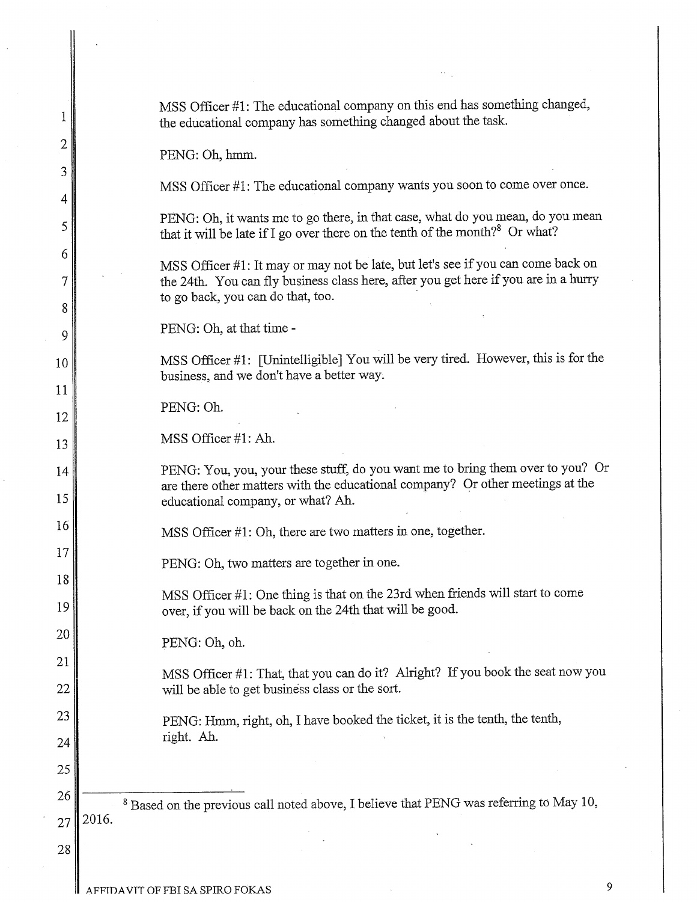MSS Officer #1: The educational company on this end has something changed, the educational company has something changed about the task.

PENG: Oh, hmm.

MSS Officer #1: The educational company wants you soon to come over once.

PENG: Oh, it wants me to go there, in that case, what do you mean, do you mean that it will be late if I go over there on the tenth of the month?[8] Or what?

MSS Officer #1: It may or may not be late, but let's see if you can come back on the 24th. You can fly business class here, after you get here if you are in a hurry to go back, you can do that, too.

PENG: Oh, at that time -

MSS Officer #1: [Unintelligible] You will be very tired. However, this is for the business, and we don't have a better way.

PENG: Oh.

MSS Officer #1: Ah.

PENG: You, you, your these stuff, do you want me to bring them over to you? Or are there other matters with the educational company? Or other meetings at the educational company, or what? Ah.

MSS Officer #1: Oh, there are two matters in one, together.

PENG: Oh, two matters are together in one.

MSS Officer #1: One thing is that on the 23rd when friends will start to come over, if you will be back on the 24th that will be good.

PENG: Oh, oh.

MSS Officer #1: That, that you can do it? Alright? If you book the seat now you will be able to get business class or the sort.

PENG: Hmm, right, oh, I have booked the ticket, it is the tenth, the tenth, right. Ah.

---

[8] Based on the previous call noted above, I believe that PENG was referring to May 10, 2016.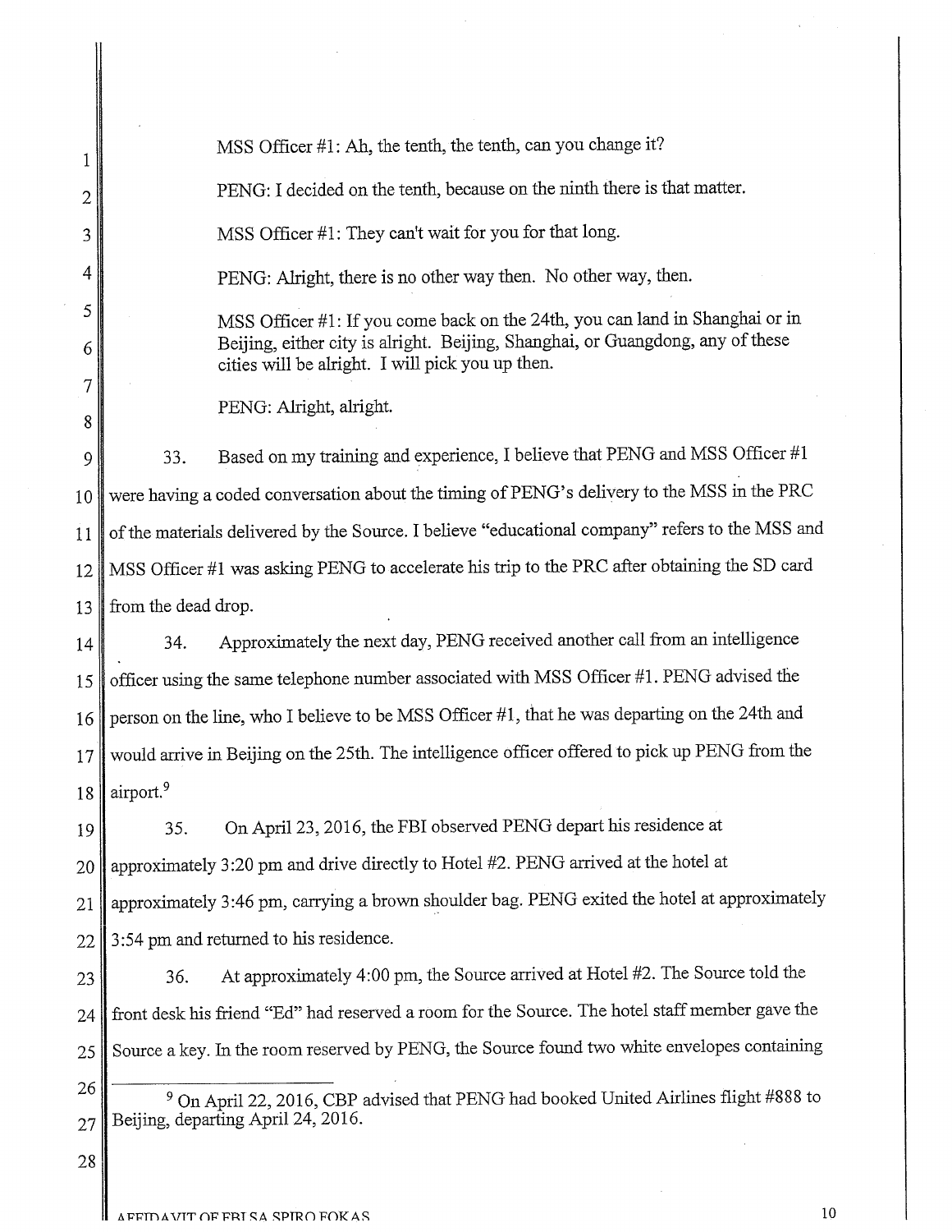MSS Officer #1: Ah, the tenth, the tenth, can you change it?

PENG: I decided on the tenth, because on the ninth there is that matter.

MSS Officer #1: They can't wait for you for that long.

PENG: Alright, there is no other way then. No other way, then.

MSS Officer #1: If you come back on the 24th, you can land in Shanghai or in Beijing, either city is alright. Beijing, Shanghai, or Guangdong, any of these cities will be alright. I will pick you up then.

PENG: Alright, alright.

33. Based on my training and experience, I believe that PENG and MSS Officer #1 were having a coded conversation about the timing of PENG's delivery to the MSS in the PRC of the materials delivered by the Source. I believe "educational company" refers to the MSS and MSS Officer #1 was asking PENG to accelerate his trip to the PRC after obtaining the SD card from the dead drop.

34. Approximately the next day, PENG received another call from an intelligence officer using the same telephone number associated with MSS Officer #1. PENG advised the person on the line, who I believe to be MSS Officer #1, that he was departing on the 24th and would arrive in Beijing on the 25th. The intelligence officer offered to pick up PENG from the airport.[9]

35. On April 23, 2016, the FBI observed PENG depart his residence at approximately 3:20 pm and drive directly to Hotel #2. PENG arrived at the hotel at approximately 3:46 pm, carrying a brown shoulder bag. PENG exited the hotel at approximately 3:54 pm and returned to his residence.

36. At approximately 4:00 pm, the Source arrived at Hotel #2. The Source told the front desk his friend "Ed" had reserved a room for the Source. The hotel staff member gave the Source a key. In the room reserved by PENG, the Source found two white envelopes containing

---

[9] On April 22, 2016, CBP advised that PENG had booked United Airlines flight #888 to Beijing, departing April 24, 2016.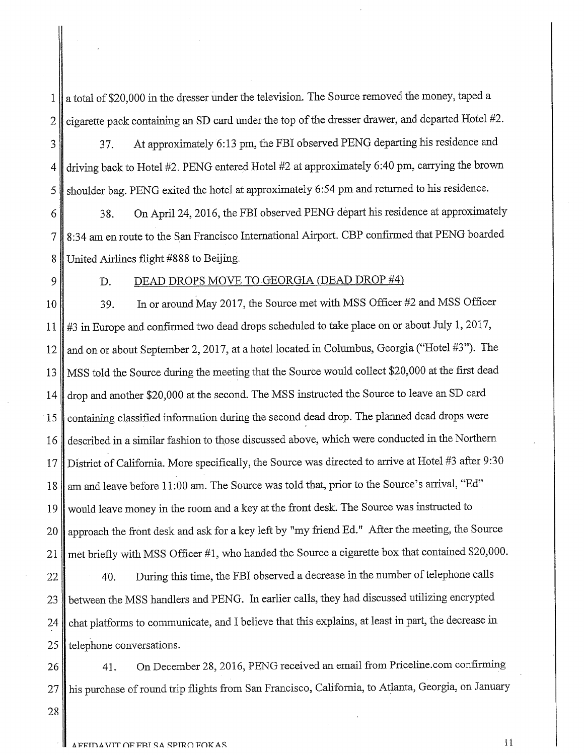a total of $20,000 in the dresser under the television. The Source removed the money, taped a cigarette pack containing an SD card under the top of the dresser drawer, and departed Hotel #2.

37. At approximately 6:13 pm, the FBI observed PENG departing his residence and driving back to Hotel #2. PENG entered Hotel #2 at approximately 6:40 pm, carrying the brown shoulder bag. PENG exited the hotel at approximately 6:54 pm and returned to his residence.

38. On April 24, 2016, the FBI observed PENG depart his residence at approximately 8:34 am en route to the San Francisco International Airport. CBP confirmed that PENG boarded United Airlines flight #888 to Beijing.

### D. DEAD DROPS MOVE TO GEORGIA (DEAD DROP #4)

39. In or around May 2017, the Source met with MSS Officer #2 and MSS Officer #3 in Europe and confirmed two dead drops scheduled to take place on or about July 1, 2017, and on or about September 2, 2017, at a hotel located in Columbus, Georgia ("Hotel #3"). The MSS told the Source during the meeting that the Source would collect $20,000 at the first dead drop and another $20,000 at the second. The MSS instructed the Source to leave an SD card containing classified information during the second dead drop. The planned dead drops were described in a similar fashion to those discussed above, which were conducted in the Northern District of California. More specifically, the Source was directed to arrive at Hotel #3 after 9:30 am and leave before 11:00 am. The Source was told that, prior to the Source's arrival, "Ed" would leave money in the room and a key at the front desk. The Source was instructed to approach the front desk and ask for a key left by "my friend Ed." After the meeting, the Source met briefly with MSS Officer #1, who handed the Source a cigarette box that contained $20,000.

40. During this time, the FBI observed a decrease in the number of telephone calls between the MSS handlers and PENG. In earlier calls, they had discussed utilizing encrypted chat platforms to communicate, and I believe that this explains, at least in part, the decrease in telephone conversations.

41. On December 28, 2016, PENG received an email from Priceline.com confirming his purchase of round trip flights from San Francisco, California, to Atlanta, Georgia, on January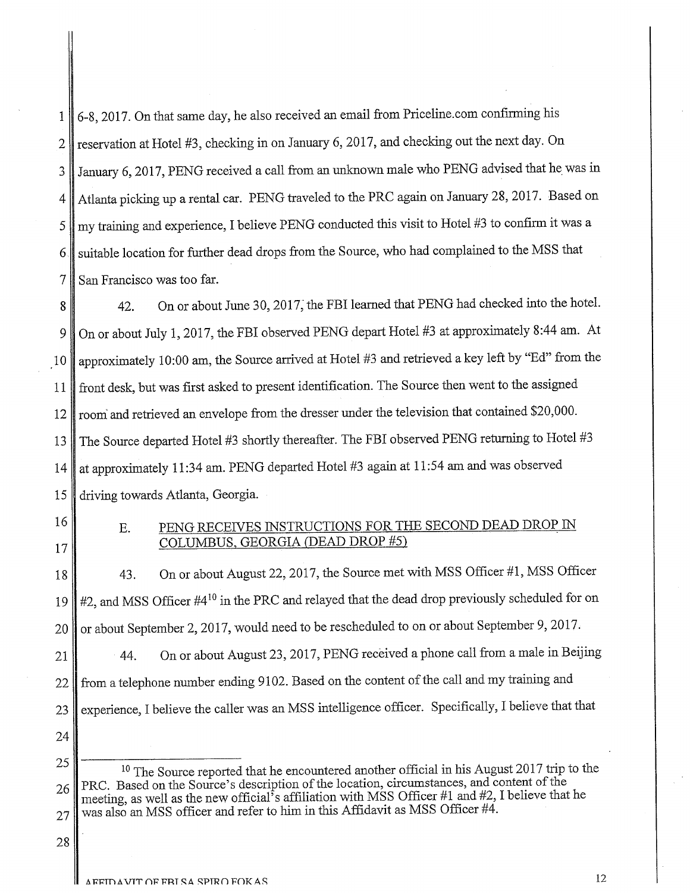6-8, 2017. On that same day, he also received an email from Priceline.com confirming his reservation at Hotel #3, checking in on January 6, 2017, and checking out the next day. On January 6, 2017, PENG received a call from an unknown male who PENG advised that he was in Atlanta picking up a rental car. PENG traveled to the PRC again on January 28, 2017. Based on my training and experience, I believe PENG conducted this visit to Hotel #3 to confirm it was a suitable location for further dead drops from the Source, who had complained to the MSS that San Francisco was too far.

42. On or about June 30, 2017, the FBI learned that PENG had checked into the hotel. On or about July 1, 2017, the FBI observed PENG depart Hotel #3 at approximately 8:44 am. At approximately 10:00 am, the Source arrived at Hotel #3 and retrieved a key left by "Ed" from the front desk, but was first asked to present identification. The Source then went to the assigned room and retrieved an envelope from the dresser under the television that contained $20,000. The Source departed Hotel #3 shortly thereafter. The FBI observed PENG returning to Hotel #3 at approximately 11:34 am. PENG departed Hotel #3 again at 11:54 am and was observed driving towards Atlanta, Georgia.

### E. PENG RECEIVES INSTRUCTIONS FOR THE SECOND DEAD DROP IN COLUMBUS, GEORGIA (DEAD DROP #5)

43. On or about August 22, 2017, the Source met with MSS Officer #1, MSS Officer #2, and MSS Officer #4[10] in the PRC and relayed that the dead drop previously scheduled for on or about September 2, 2017, would need to be rescheduled to on or about September 9, 2017.

44. On or about August 23, 2017, PENG received a phone call from a male in Beijing from a telephone number ending 9102. Based on the content of the call and my training and experience, I believe the caller was an MSS intelligence officer. Specifically, I believe that that

---

[10] The Source reported that he encountered another official in his August 2017 trip to the PRC. Based on the Source's description of the location, circumstances, and content of the meeting, as well as the new official's affiliation with MSS Officer #1 and #2, I believe that he was also an MSS officer and refer to him in this Affidavit as MSS Officer #4.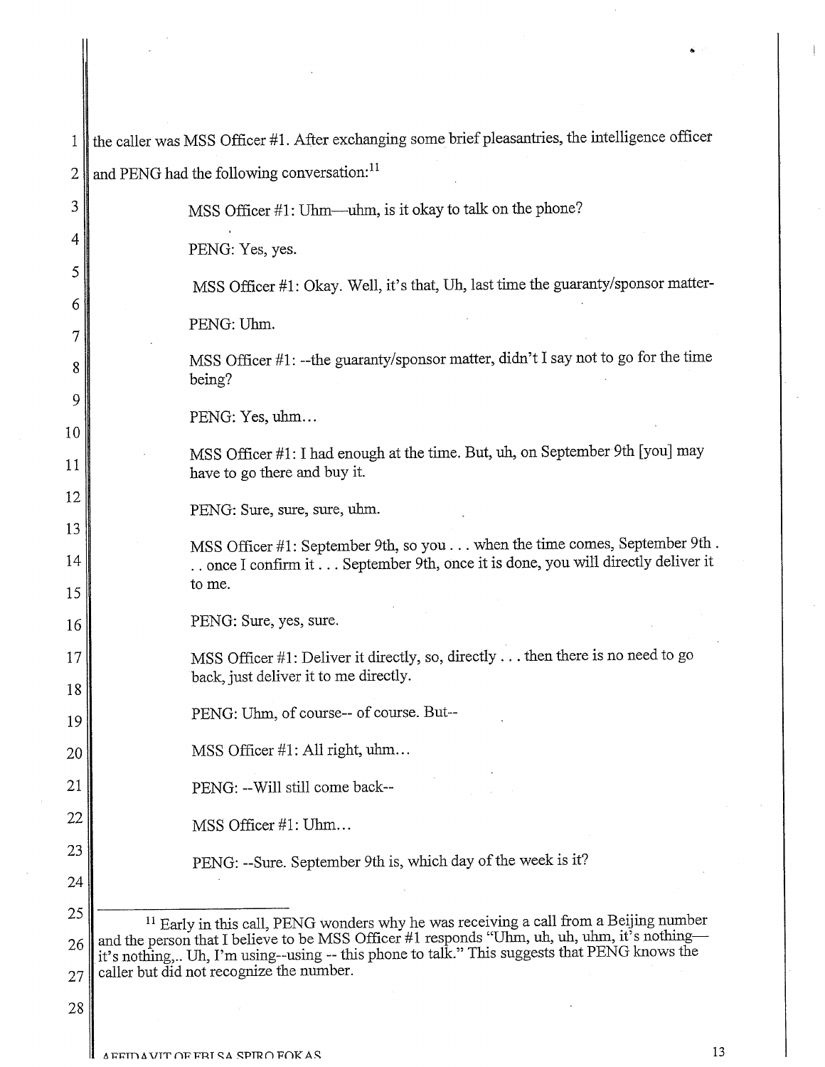the caller was MSS Officer #1. After exchanging some brief pleasantries, the intelligence officer and PENG had the following conversation:[11]

> MSS Officer #1: Uhm—uhm, is it okay to talk on the phone?
>
> PENG: Yes, yes.
>
> MSS Officer #1: Okay. Well, it's that, Uh, last time the guaranty/sponsor matter-
>
> PENG: Uhm.
>
> MSS Officer #1: --the guaranty/sponsor matter, didn't I say not to go for the time being?
>
> PENG: Yes, uhm...
>
> MSS Officer #1: I had enough at the time. But, uh, on September 9th [you] may have to go there and buy it.
>
> PENG: Sure, sure, sure, uhm.
>
> MSS Officer #1: September 9th, so you . . . when the time comes, September 9th . . . once I confirm it . . . September 9th, once it is done, you will directly deliver it to me.
>
> PENG: Sure, yes, sure.
>
> MSS Officer #1: Deliver it directly, so, directly . . . then there is no need to go back, just deliver it to me directly.
>
> PENG: Uhm, of course-- of course. But--
>
> MSS Officer #1: All right, uhm...
>
> PENG: --Will still come back--
>
> MSS Officer #1: Uhm...
>
> PENG: --Sure. September 9th is, which day of the week is it?

---

[11] Early in this call, PENG wonders why he was receiving a call from a Beijing number and the person that I believe to be MSS Officer #1 responds "Uhm, uh, uh, uhm, it's nothing—it's nothing,.. Uh, I'm using--using -- this phone to talk." This suggests that PENG knows the caller but did not recognize the number.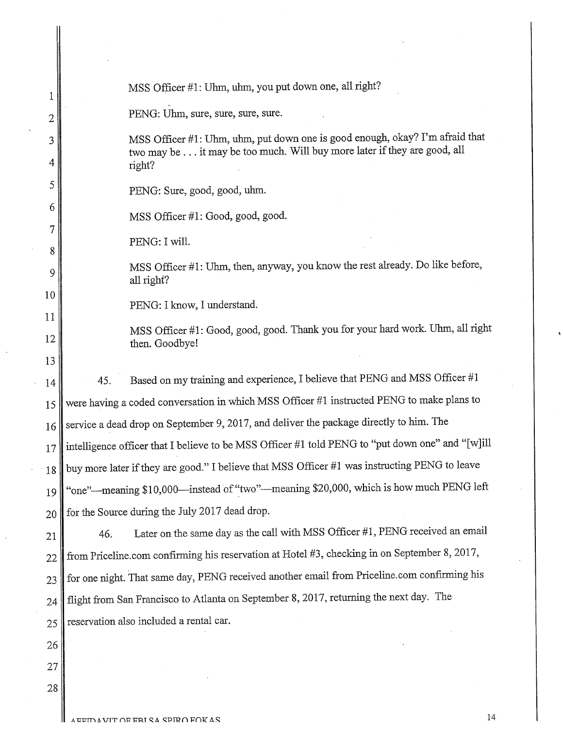MSS Officer #1: Uhm, uhm, you put down one, all right?

PENG: Uhm, sure, sure, sure, sure.

MSS Officer #1: Uhm, uhm, put down one is good enough, okay? I'm afraid that two may be . . . it may be too much. Will buy more later if they are good, all right?

PENG: Sure, good, good, uhm.

MSS Officer #1: Good, good, good.

PENG: I will.

MSS Officer #1: Uhm, then, anyway, you know the rest already. Do like before, all right?

PENG: I know, I understand.

MSS Officer #1: Good, good, good. Thank you for your hard work. Uhm, all right then. Goodbye!

45. Based on my training and experience, I believe that PENG and MSS Officer #1 were having a coded conversation in which MSS Officer #1 instructed PENG to make plans to service a dead drop on September 9, 2017, and deliver the package directly to him. The intelligence officer that I believe to be MSS Officer #1 told PENG to "put down one" and "[w]ill buy more later if they are good." I believe that MSS Officer #1 was instructing PENG to leave "one"—meaning $10,000—instead of "two"—meaning $20,000, which is how much PENG left for the Source during the July 2017 dead drop.

46. Later on the same day as the call with MSS Officer #1, PENG received an email from Priceline.com confirming his reservation at Hotel #3, checking in on September 8, 2017, for one night. That same day, PENG received another email from Priceline.com confirming his flight from San Francisco to Atlanta on September 8, 2017, returning the next day. The reservation also included a rental car.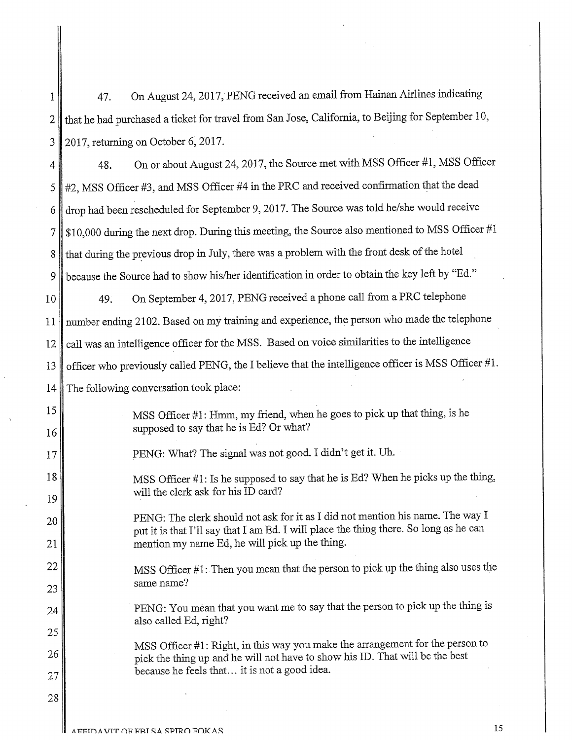47. On August 24, 2017, PENG received an email from Hainan Airlines indicating that he had purchased a ticket for travel from San Jose, California, to Beijing for September 10, 2017, returning on October 6, 2017.

48. On or about August 24, 2017, the Source met with MSS Officer #1, MSS Officer #2, MSS Officer #3, and MSS Officer #4 in the PRC and received confirmation that the dead drop had been rescheduled for September 9, 2017. The Source was told he/she would receive $10,000 during the next drop. During this meeting, the Source also mentioned to MSS Officer #1 that during the previous drop in July, there was a problem with the front desk of the hotel because the Source had to show his/her identification in order to obtain the key left by "Ed."

49. On September 4, 2017, PENG received a phone call from a PRC telephone number ending 2102. Based on my training and experience, the person who made the telephone call was an intelligence officer for the MSS. Based on voice similarities to the intelligence officer who previously called PENG, the I believe that the intelligence officer is MSS Officer #1. The following conversation took place:

> MSS Officer #1: Hmm, my friend, when he goes to pick up that thing, is he supposed to say that he is Ed? Or what?
>
> PENG: What? The signal was not good. I didn't get it. Uh.
>
> MSS Officer #1: Is he supposed to say that he is Ed? When he picks up the thing, will the clerk ask for his ID card?
>
> PENG: The clerk should not ask for it as I did not mention his name. The way I put it is that I'll say that I am Ed. I will place the thing there. So long as he can mention my name Ed, he will pick up the thing.
>
> MSS Officer #1: Then you mean that the person to pick up the thing also uses the same name?
>
> PENG: You mean that you want me to say that the person to pick up the thing is also called Ed, right?
>
> MSS Officer #1: Right, in this way you make the arrangement for the person to pick the thing up and he will not have to show his ID. That will be the best because he feels that… it is not a good idea.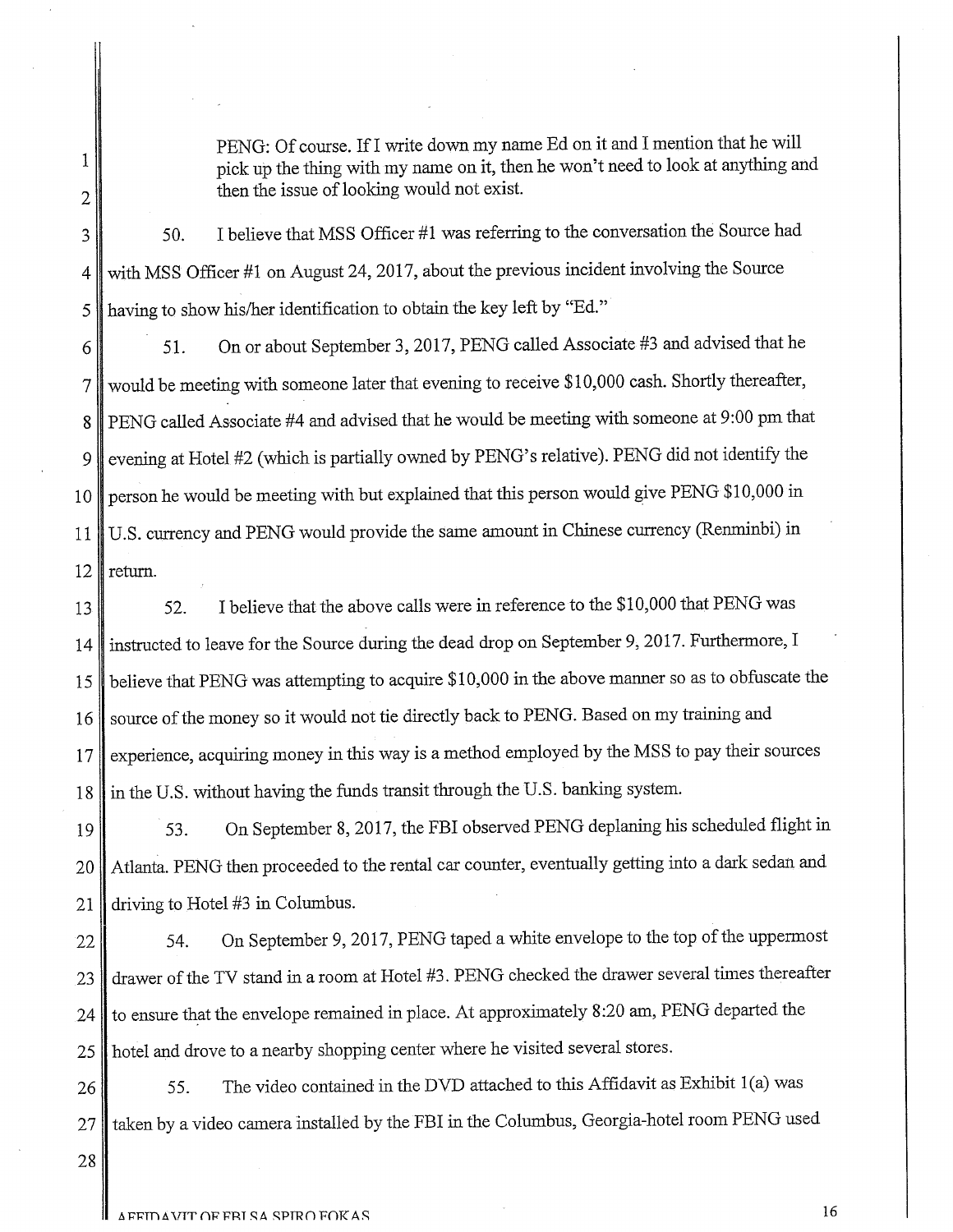PENG: Of course. If I write down my name Ed on it and I mention that he will pick up the thing with my name on it, then he won't need to look at anything and then the issue of looking would not exist.

50. I believe that MSS Officer #1 was referring to the conversation the Source had with MSS Officer #1 on August 24, 2017, about the previous incident involving the Source having to show his/her identification to obtain the key left by "Ed."

51. On or about September 3, 2017, PENG called Associate #3 and advised that he would be meeting with someone later that evening to receive $10,000 cash. Shortly thereafter, PENG called Associate #4 and advised that he would be meeting with someone at 9:00 pm that evening at Hotel #2 (which is partially owned by PENG's relative). PENG did not identify the person he would be meeting with but explained that this person would give PENG $10,000 in U.S. currency and PENG would provide the same amount in Chinese currency (Renminbi) in return.

52. I believe that the above calls were in reference to the $10,000 that PENG was instructed to leave for the Source during the dead drop on September 9, 2017. Furthermore, I believe that PENG was attempting to acquire $10,000 in the above manner so as to obfuscate the source of the money so it would not tie directly back to PENG. Based on my training and experience, acquiring money in this way is a method employed by the MSS to pay their sources in the U.S. without having the funds transit through the U.S. banking system.

53. On September 8, 2017, the FBI observed PENG deplaning his scheduled flight in Atlanta. PENG then proceeded to the rental car counter, eventually getting into a dark sedan and driving to Hotel #3 in Columbus.

54. On September 9, 2017, PENG taped a white envelope to the top of the uppermost drawer of the TV stand in a room at Hotel #3. PENG checked the drawer several times thereafter to ensure that the envelope remained in place. At approximately 8:20 am, PENG departed the hotel and drove to a nearby shopping center where he visited several stores.

55. The video contained in the DVD attached to this Affidavit as Exhibit 1(a) was taken by a video camera installed by the FBI in the Columbus, Georgia-hotel room PENG used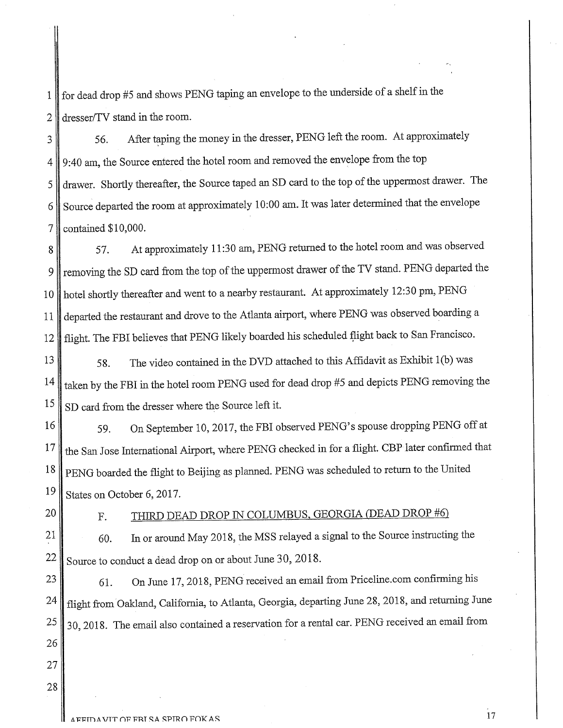for dead drop #5 and shows PENG taping an envelope to the underside of a shelf in the dresser/TV stand in the room.

56. After taping the money in the dresser, PENG left the room. At approximately 9:40 am, the Source entered the hotel room and removed the envelope from the top drawer. Shortly thereafter, the Source taped an SD card to the top of the uppermost drawer. The Source departed the room at approximately 10:00 am. It was later determined that the envelope contained $10,000.

57. At approximately 11:30 am, PENG returned to the hotel room and was observed removing the SD card from the top of the uppermost drawer of the TV stand. PENG departed the hotel shortly thereafter and went to a nearby restaurant. At approximately 12:30 pm, PENG departed the restaurant and drove to the Atlanta airport, where PENG was observed boarding a flight. The FBI believes that PENG likely boarded his scheduled flight back to San Francisco.

58. The video contained in the DVD attached to this Affidavit as Exhibit 1(b) was taken by the FBI in the hotel room PENG used for dead drop #5 and depicts PENG removing the SD card from the dresser where the Source left it.

59. On September 10, 2017, the FBI observed PENG's spouse dropping PENG off at the San Jose International Airport, where PENG checked in for a flight. CBP later confirmed that PENG boarded the flight to Beijing as planned. PENG was scheduled to return to the United States on October 6, 2017.

F. THIRD DEAD DROP IN COLUMBUS, GEORGIA (DEAD DROP #6)

60. In or around May 2018, the MSS relayed a signal to the Source instructing the Source to conduct a dead drop on or about June 30, 2018.

61. On June 17, 2018, PENG received an email from Priceline.com confirming his flight from Oakland, California, to Atlanta, Georgia, departing June 28, 2018, and returning June 30, 2018. The email also contained a reservation for a rental car. PENG received an email from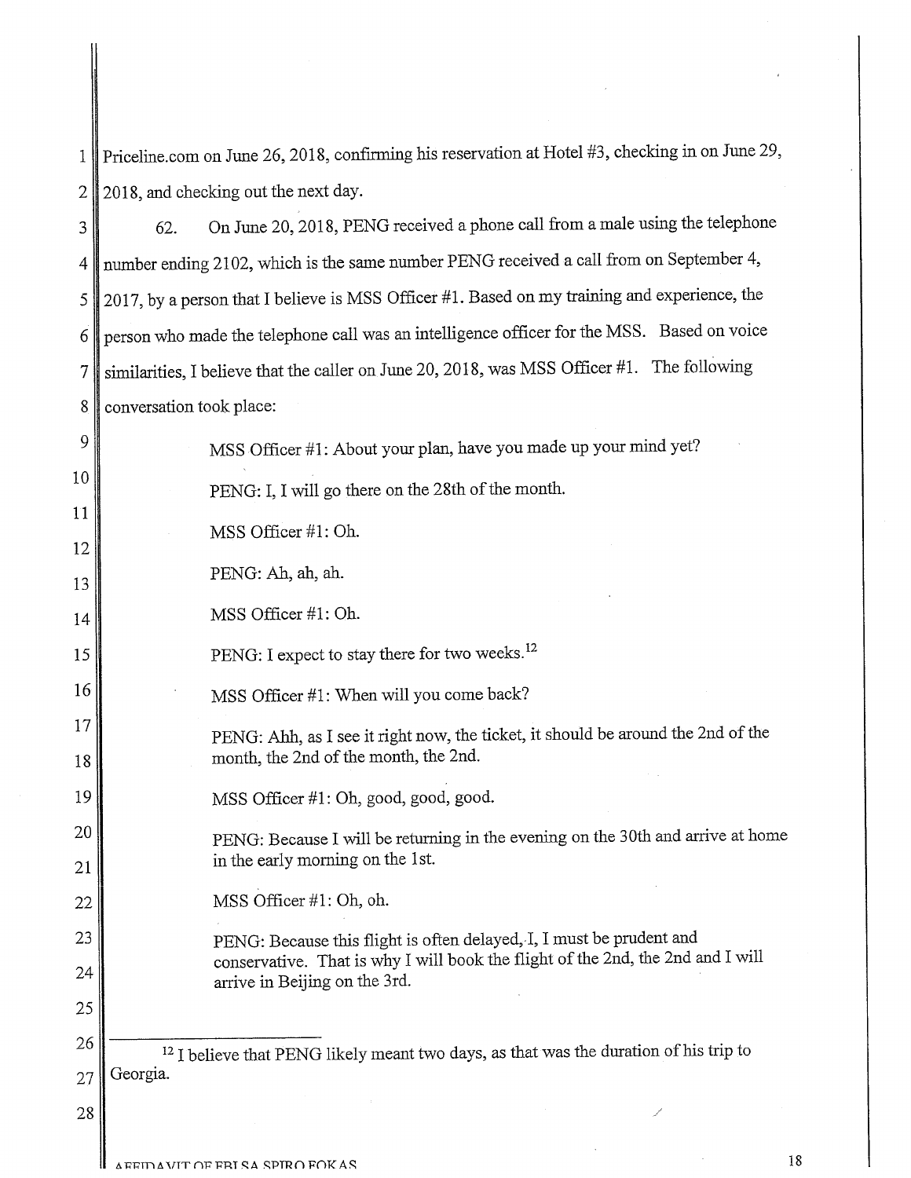Priceline.com on June 26, 2018, confirming his reservation at Hotel #3, checking in on June 29, 2018, and checking out the next day.

62. On June 20, 2018, PENG received a phone call from a male using the telephone number ending 2102, which is the same number PENG received a call from on September 4, 2017, by a person that I believe is MSS Officer #1. Based on my training and experience, the person who made the telephone call was an intelligence officer for the MSS. Based on voice similarities, I believe that the caller on June 20, 2018, was MSS Officer #1. The following conversation took place:

> MSS Officer #1: About your plan, have you made up your mind yet?
>
> PENG: I, I will go there on the 28th of the month.
>
> MSS Officer #1: Oh.
>
> PENG: Ah, ah, ah.
>
> MSS Officer #1: Oh.
>
> PENG: I expect to stay there for two weeks.[12]
>
> MSS Officer #1: When will you come back?
>
> PENG: Ahh, as I see it right now, the ticket, it should be around the 2nd of the month, the 2nd of the month, the 2nd.
>
> MSS Officer #1: Oh, good, good, good.
>
> PENG: Because I will be returning in the evening on the 30th and arrive at home in the early morning on the 1st.
>
> MSS Officer #1: Oh, oh.
>
> PENG: Because this flight is often delayed, I, I must be prudent and conservative. That is why I will book the flight of the 2nd, the 2nd and I will arrive in Beijing on the 3rd.

---

[12] I believe that PENG likely meant two days, as that was the duration of his trip to Georgia.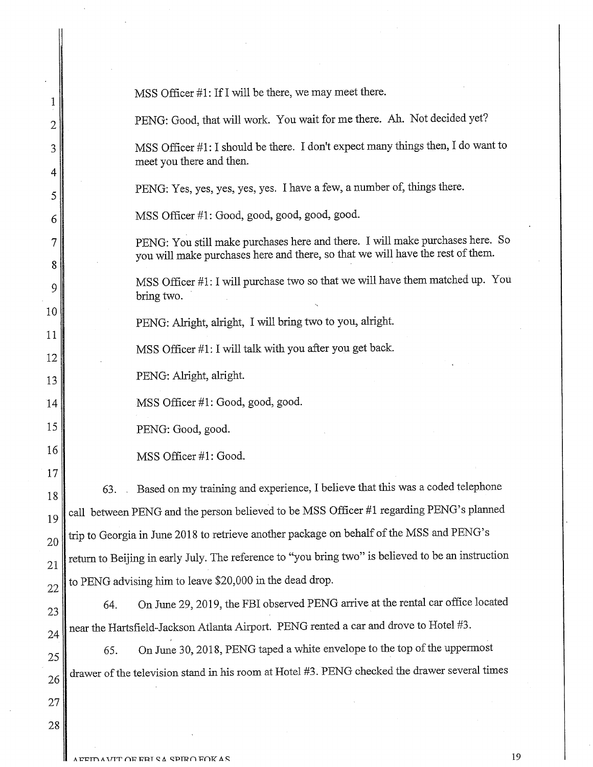MSS Officer #1: If I will be there, we may meet there.

PENG: Good, that will work. You wait for me there. Ah. Not decided yet?

MSS Officer #1: I should be there. I don't expect many things then, I do want to meet you there and then.

PENG: Yes, yes, yes, yes, yes. I have a few, a number of, things there.

MSS Officer #1: Good, good, good, good, good.

PENG: You still make purchases here and there. I will make purchases here. So you will make purchases here and there, so that we will have the rest of them.

MSS Officer #1: I will purchase two so that we will have them matched up. You bring two.

PENG: Alright, alright, I will bring two to you, alright.

MSS Officer #1: I will talk with you after you get back.

PENG: Alright, alright.

MSS Officer #1: Good, good, good.

PENG: Good, good.

MSS Officer #1: Good.

63. Based on my training and experience, I believe that this was a coded telephone call between PENG and the person believed to be MSS Officer #1 regarding PENG's planned trip to Georgia in June 2018 to retrieve another package on behalf of the MSS and PENG's return to Beijing in early July. The reference to "you bring two" is believed to be an instruction to PENG advising him to leave $20,000 in the dead drop.

64. On June 29, 2019, the FBI observed PENG arrive at the rental car office located near the Hartsfield-Jackson Atlanta Airport. PENG rented a car and drove to Hotel #3.

65. On June 30, 2018, PENG taped a white envelope to the top of the uppermost drawer of the television stand in his room at Hotel #3. PENG checked the drawer several times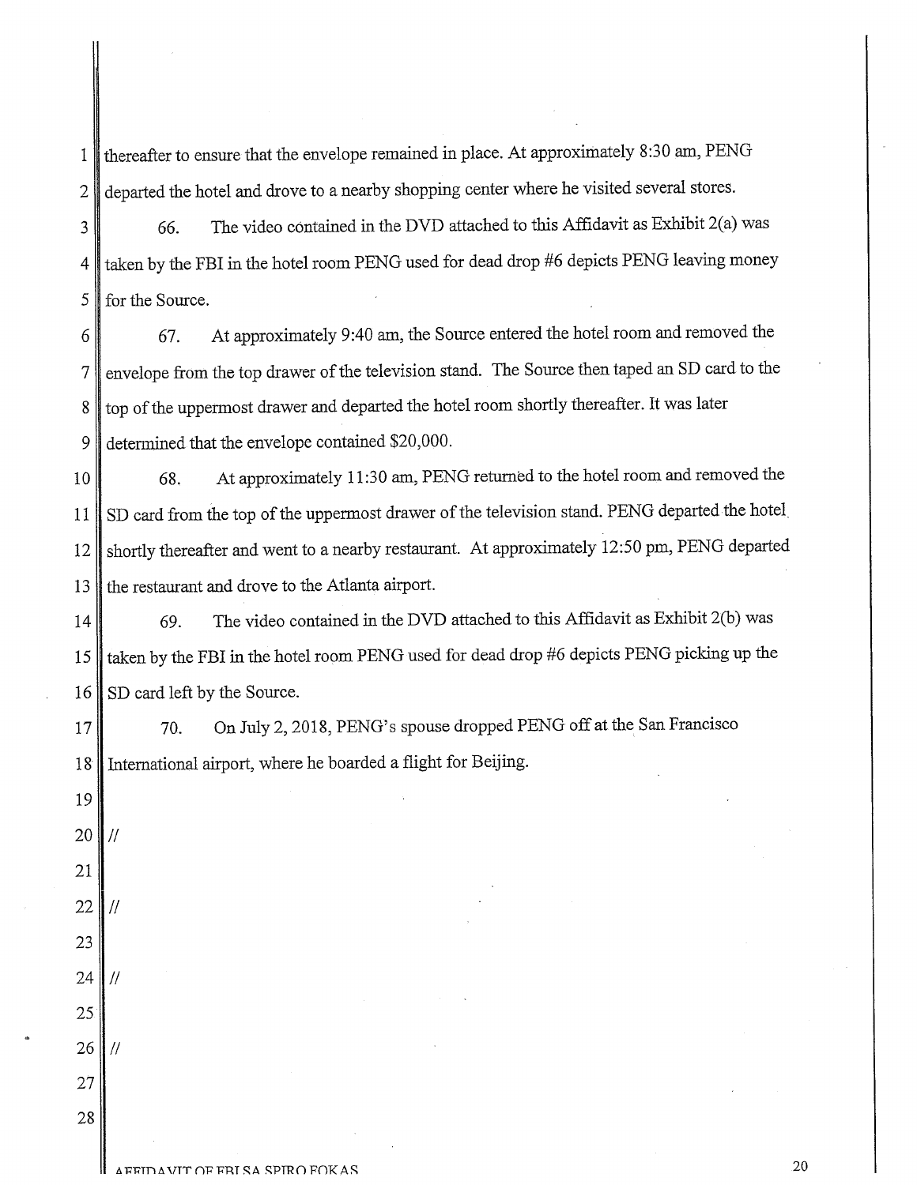thereafter to ensure that the envelope remained in place. At approximately 8:30 am, PENG departed the hotel and drove to a nearby shopping center where he visited several stores.

66. The video contained in the DVD attached to this Affidavit as Exhibit 2(a) was taken by the FBI in the hotel room PENG used for dead drop #6 depicts PENG leaving money for the Source.

67. At approximately 9:40 am, the Source entered the hotel room and removed the envelope from the top drawer of the television stand. The Source then taped an SD card to the top of the uppermost drawer and departed the hotel room shortly thereafter. It was later determined that the envelope contained $20,000.

68. At approximately 11:30 am, PENG returned to the hotel room and removed the SD card from the top of the uppermost drawer of the television stand. PENG departed the hotel shortly thereafter and went to a nearby restaurant. At approximately 12:50 pm, PENG departed the restaurant and drove to the Atlanta airport.

69. The video contained in the DVD attached to this Affidavit as Exhibit 2(b) was taken by the FBI in the hotel room PENG used for dead drop #6 depicts PENG picking up the SD card left by the Source.

70. On July 2, 2018, PENG's spouse dropped PENG off at the San Francisco International airport, where he boarded a flight for Beijing.

//

//

//

//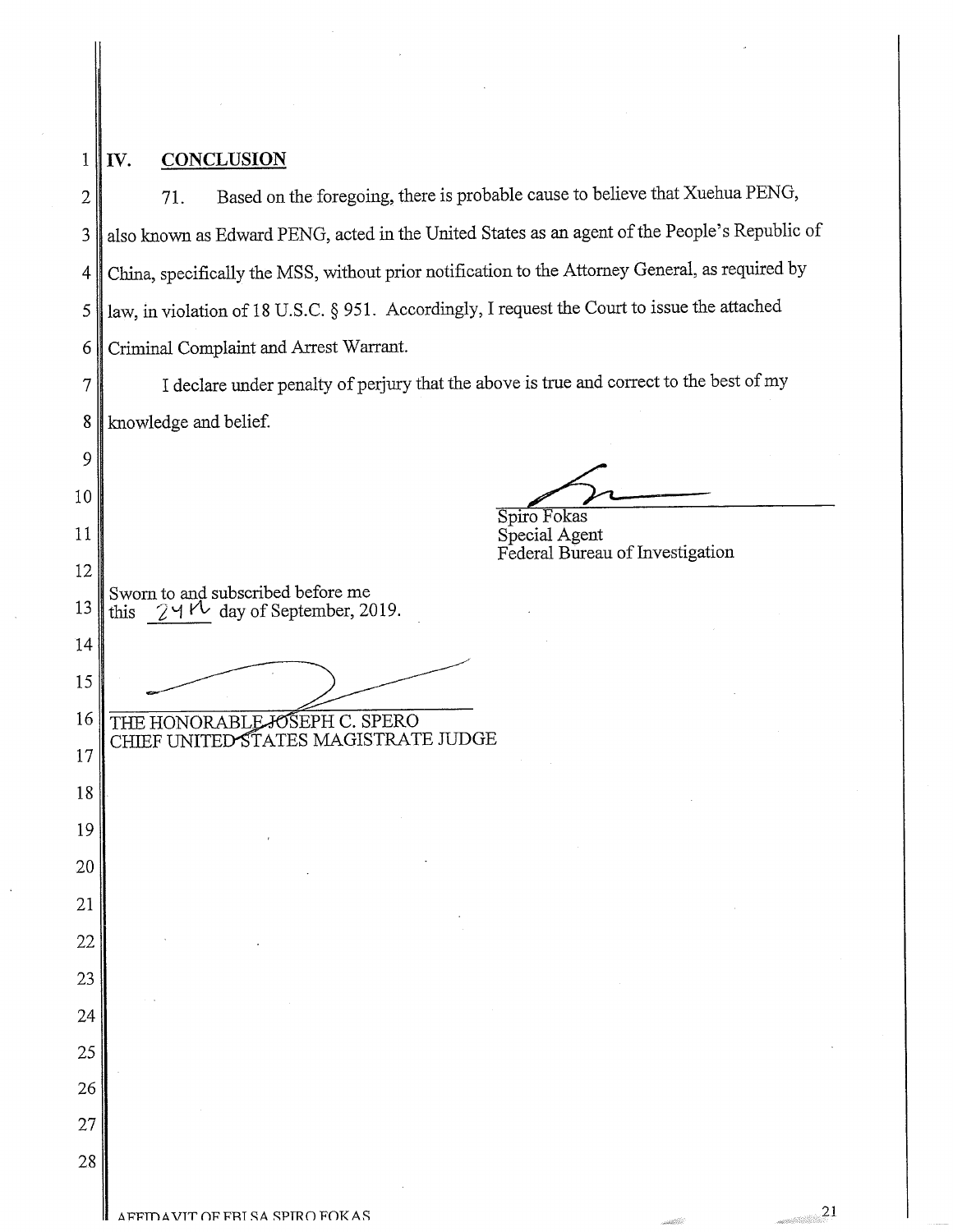## IV. CONCLUSION

71. Based on the foregoing, there is probable cause to believe that Xuehua PENG, also known as Edward PENG, acted in the United States as an agent of the People's Republic of China, specifically the MSS, without prior notification to the Attorney General, as required by law, in violation of 18 U.S.C. § 951. Accordingly, I request the Court to issue the attached Criminal Complaint and Arrest Warrant.

I declare under penalty of perjury that the above is true and correct to the best of my knowledge and belief.

Spiro Fokas
Special Agent
Federal Bureau of Investigation

Sworn to and subscribed before me
this 24th day of September, 2019.

THE HONORABLE JOSEPH C. SPERO
CHIEF UNITED STATES MAGISTRATE JUDGE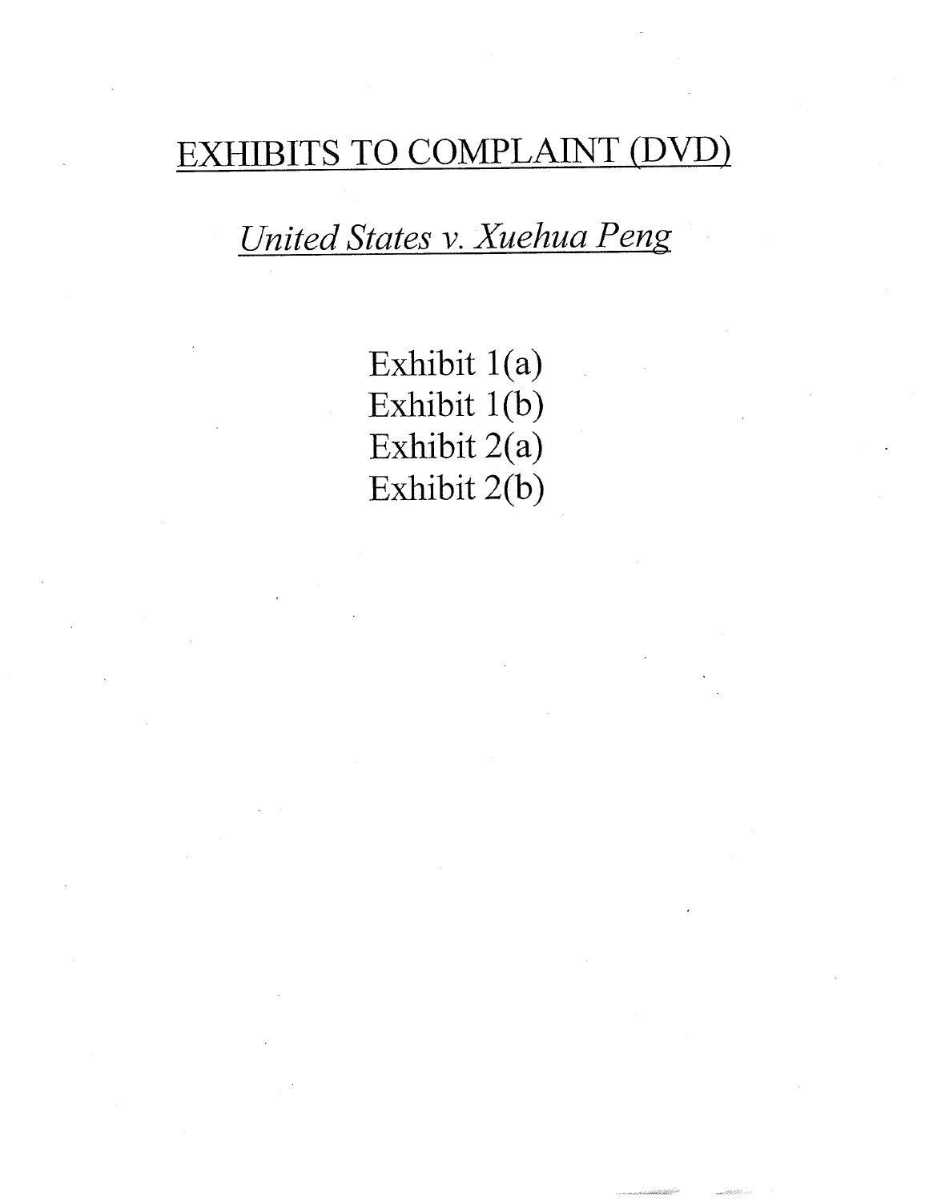# EXHIBITS TO COMPLAINT (DVD)

*United States v. Xuehua Peng*

Exhibit 1(a)
Exhibit 1(b)
Exhibit 2(a)
Exhibit 2(b)